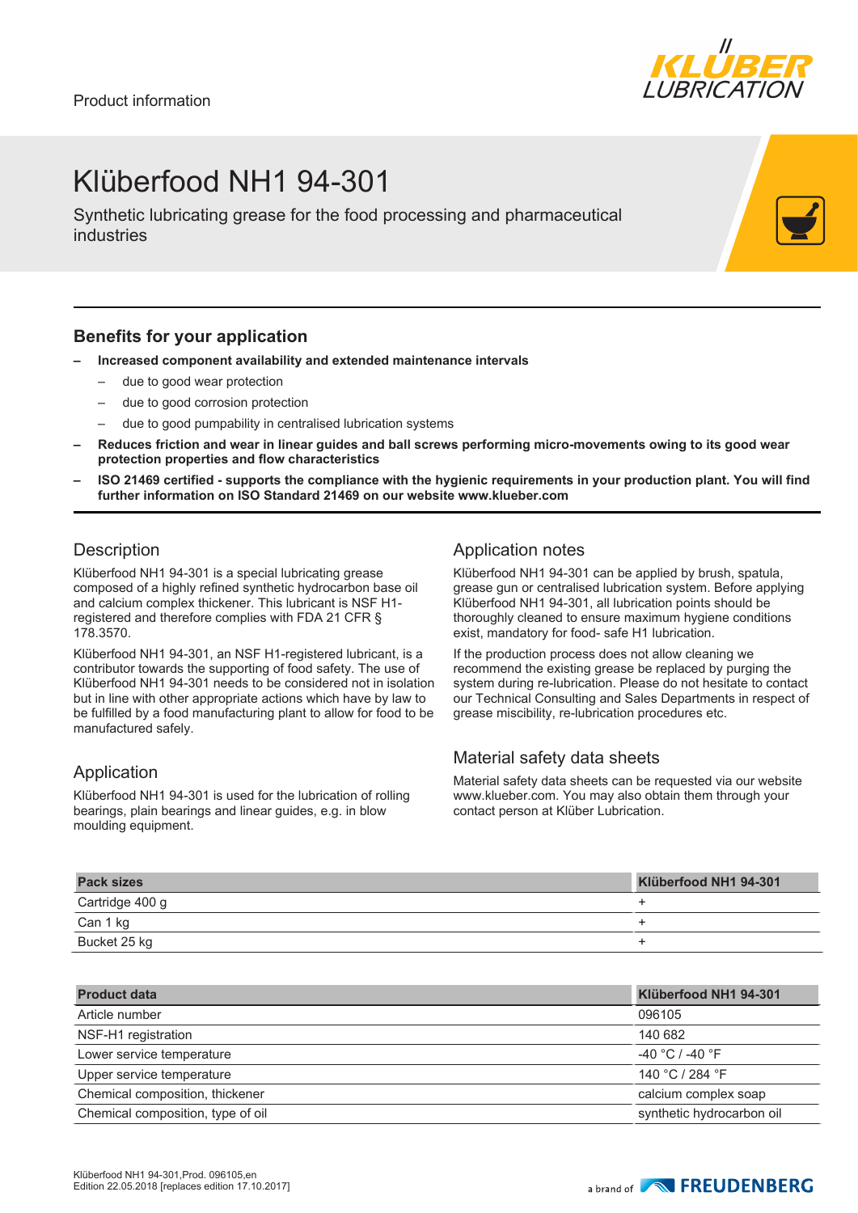Product information

# Klüberfood NH1 94-301

Synthetic lubricating grease for the food processing and pharmaceutical industries

## Benefits for your application

- **Increased component availability and extended maintenance intervals**
  - due to good wear protection
  - due to good corrosion protection
  - due to good pumpability in centralised lubrication systems
- **Reduces friction and wear in linear guides and ball screws performing micro-movements owing to its good wear protection properties and flow characteristics**
- **ISO 21469 certified - supports the compliance with the hygienic requirements in your production plant. You will find further information on ISO Standard 21469 on our website www.klueber.com**

## Description

Klüberfood NH1 94-301 is a special lubricating grease composed of a highly refined synthetic hydrocarbon base oil and calcium complex thickener. This lubricant is NSF H1-registered and therefore complies with FDA 21 CFR § 178.3570.

Klüberfood NH1 94-301, an NSF H1-registered lubricant, is a contributor towards the supporting of food safety. The use of Klüberfood NH1 94-301 needs to be considered not in isolation but in line with other appropriate actions which have by law to be fulfilled by a food manufacturing plant to allow for food to be manufactured safely.

## Application

Klüberfood NH1 94-301 is used for the lubrication of rolling bearings, plain bearings and linear guides, e.g. in blow moulding equipment.

## Application notes

Klüberfood NH1 94-301 can be applied by brush, spatula, grease gun or centralised lubrication system. Before applying Klüberfood NH1 94-301, all lubrication points should be thoroughly cleaned to ensure maximum hygiene conditions exist, mandatory for food- safe H1 lubrication.

If the production process does not allow cleaning we recommend the existing grease be replaced by purging the system during re-lubrication. Please do not hesitate to contact our Technical Consulting and Sales Departments in respect of grease miscibility, re-lubrication procedures etc.

## Material safety data sheets

Material safety data sheets can be requested via our website www.klueber.com. You may also obtain them through your contact person at Klüber Lubrication.

| Pack sizes | Klüberfood NH1 94-301 |
|---|---|
| Cartridge 400 g | + |
| Can 1 kg | + |
| Bucket 25 kg | + |

| Product data | Klüberfood NH1 94-301 |
|---|---|
| Article number | 096105 |
| NSF-H1 registration | 140 682 |
| Lower service temperature | -40 °C / -40 °F |
| Upper service temperature | 140 °C / 284 °F |
| Chemical composition, thickener | calcium complex soap |
| Chemical composition, type of oil | synthetic hydrocarbon oil |

Klüberfood NH1 94-301,Prod. 096105,en
Edition 22.05.2018 [replaces edition 17.10.2017]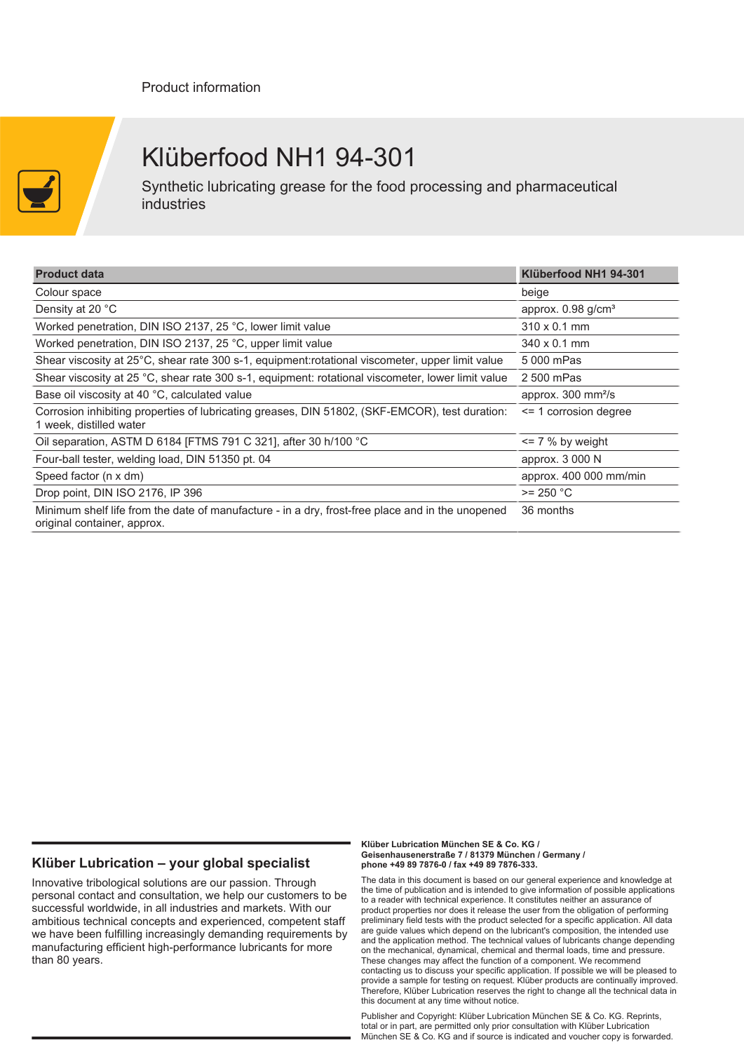Product information

# Klüberfood NH1 94-301

Synthetic lubricating grease for the food processing and pharmaceutical industries

| Product data | Klüberfood NH1 94-301 |
|---|---|
| Colour space | beige |
| Density at 20 °C | approx. 0.98 g/cm³ |
| Worked penetration, DIN ISO 2137, 25 °C, lower limit value | 310 x 0.1 mm |
| Worked penetration, DIN ISO 2137, 25 °C, upper limit value | 340 x 0.1 mm |
| Shear viscosity at 25°C, shear rate 300 s-1, equipment:rotational viscometer, upper limit value | 5 000 mPas |
| Shear viscosity at 25 °C, shear rate 300 s-1, equipment: rotational viscometer, lower limit value | 2 500 mPas |
| Base oil viscosity at 40 °C, calculated value | approx. 300 mm²/s |
| Corrosion inhibiting properties of lubricating greases, DIN 51802, (SKF-EMCOR), test duration: 1 week, distilled water | <= 1 corrosion degree |
| Oil separation, ASTM D 6184 [FTMS 791 C 321], after 30 h/100 °C | <= 7 % by weight |
| Four-ball tester, welding load, DIN 51350 pt. 04 | approx. 3 000 N |
| Speed factor (n x dm) | approx. 400 000 mm/min |
| Drop point, DIN ISO 2176, IP 396 | >= 250 °C |
| Minimum shelf life from the date of manufacture - in a dry, frost-free place and in the unopened original container, approx. | 36 months |

## Klüber Lubrication – your global specialist

Innovative tribological solutions are our passion. Through personal contact and consultation, we help our customers to be successful worldwide, in all industries and markets. With our ambitious technical concepts and experienced, competent staff we have been fulfilling increasingly demanding requirements by manufacturing efficient high-performance lubricants for more than 80 years.

**Klüber Lubrication München SE & Co. KG / Geisenhausenerstraße 7 / 81379 München / Germany / phone +49 89 7876-0 / fax +49 89 7876-333.**

The data in this document is based on our general experience and knowledge at the time of publication and is intended to give information of possible applications to a reader with technical experience. It constitutes neither an assurance of product properties nor does it release the user from the obligation of performing preliminary field tests with the product selected for a specific application. All data are guide values which depend on the lubricant's composition, the intended use and the application method. The technical values of lubricants change depending on the mechanical, dynamical, chemical and thermal loads, time and pressure. These changes may affect the function of a component. We recommend contacting us to discuss your specific application. If possible we will be pleased to provide a sample for testing on request. Klüber products are continually improved. Therefore, Klüber Lubrication reserves the right to change all the technical data in this document at any time without notice.

Publisher and Copyright: Klüber Lubrication München SE & Co. KG. Reprints, total or in part, are permitted only prior consultation with Klüber Lubrication München SE & Co. KG and if source is indicated and voucher copy is forwarded.